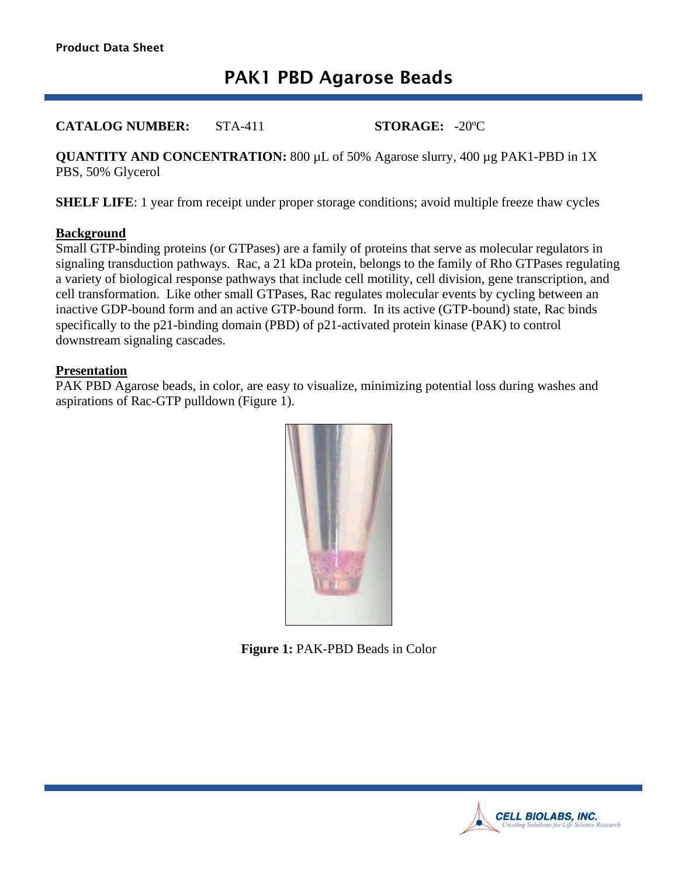Product Data Sheet

# PAK1 PBD Agarose Beads

**CATALOG NUMBER:** STA-411 **STORAGE:** -20ºC

**QUANTITY AND CONCENTRATION:** 800 µL of 50% Agarose slurry, 400 µg PAK1-PBD in 1X PBS, 50% Glycerol

**SHELF LIFE**: 1 year from receipt under proper storage conditions; avoid multiple freeze thaw cycles

## Background

Small GTP-binding proteins (or GTPases) are a family of proteins that serve as molecular regulators in signaling transduction pathways. Rac, a 21 kDa protein, belongs to the family of Rho GTPases regulating a variety of biological response pathways that include cell motility, cell division, gene transcription, and cell transformation. Like other small GTPases, Rac regulates molecular events by cycling between an inactive GDP-bound form and an active GTP-bound form. In its active (GTP-bound) state, Rac binds specifically to the p21-binding domain (PBD) of p21-activated protein kinase (PAK) to control downstream signaling cascades.

## Presentation

PAK PBD Agarose beads, in color, are easy to visualize, minimizing potential loss during washes and aspirations of Rac-GTP pulldown (Figure 1).

**Figure 1:** PAK-PBD Beads in Color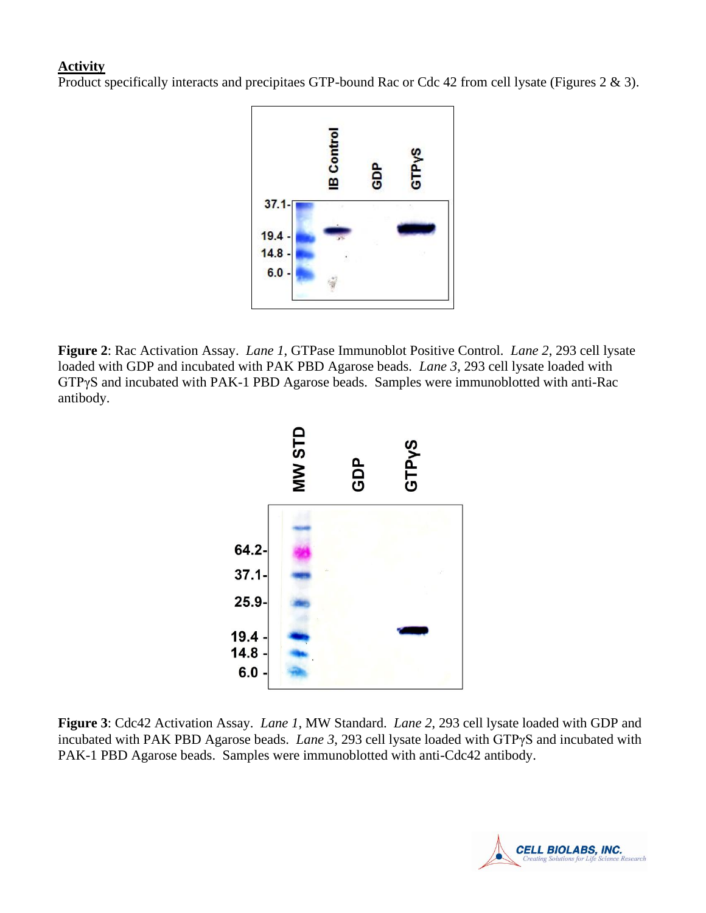**Activity**

Product specifically interacts and precipitaes GTP-bound Rac or Cdc 42 from cell lysate (Figures 2 & 3).

**Figure 2**: Rac Activation Assay. *Lane 1*, GTPase Immunoblot Positive Control. *Lane 2*, 293 cell lysate loaded with GDP and incubated with PAK PBD Agarose beads. *Lane 3*, 293 cell lysate loaded with GTPγS and incubated with PAK-1 PBD Agarose beads. Samples were immunoblotted with anti-Rac antibody.

**Figure 3**: Cdc42 Activation Assay. *Lane 1*, MW Standard. *Lane 2*, 293 cell lysate loaded with GDP and incubated with PAK PBD Agarose beads. *Lane 3*, 293 cell lysate loaded with GTPγS and incubated with PAK-1 PBD Agarose beads. Samples were immunoblotted with anti-Cdc42 antibody.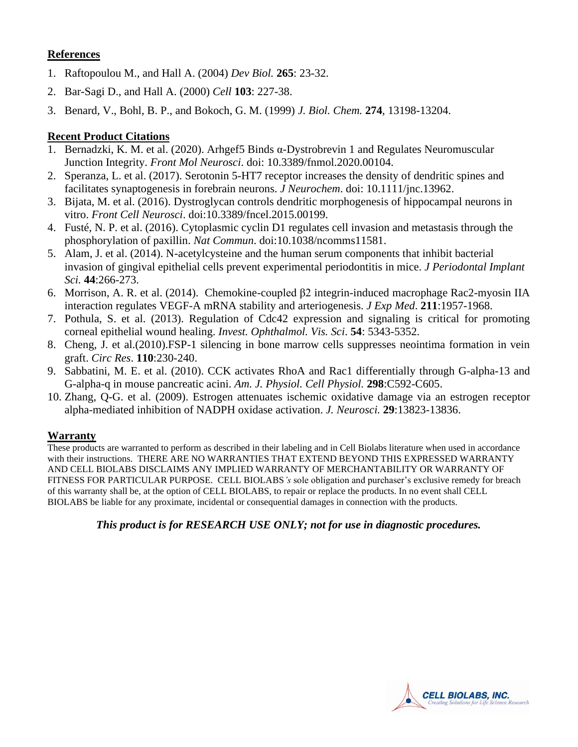## References

1. Raftopoulou M., and Hall A. (2004) *Dev Biol.* **265**: 23-32.
2. Bar-Sagi D., and Hall A. (2000) *Cell* **103**: 227-38.
3. Benard, V., Bohl, B. P., and Bokoch, G. M. (1999) *J. Biol. Chem.* **274**, 13198-13204.

## Recent Product Citations

1. Bernadzki, K. M. et al. (2020). Arhgef5 Binds α-Dystrobrevin 1 and Regulates Neuromuscular Junction Integrity. *Front Mol Neurosci*. doi: 10.3389/fnmol.2020.00104.
2. Speranza, L. et al. (2017). Serotonin 5-HT7 receptor increases the density of dendritic spines and facilitates synaptogenesis in forebrain neurons. *J Neurochem*. doi: 10.1111/jnc.13962.
3. Bijata, M. et al. (2016). Dystroglycan controls dendritic morphogenesis of hippocampal neurons in vitro. *Front Cell Neurosci*. doi:10.3389/fncel.2015.00199.
4. Fusté, N. P. et al. (2016). Cytoplasmic cyclin D1 regulates cell invasion and metastasis through the phosphorylation of paxillin. *Nat Commun*. doi:10.1038/ncomms11581.
5. Alam, J. et al. (2014). N-acetylcysteine and the human serum components that inhibit bacterial invasion of gingival epithelial cells prevent experimental periodontitis in mice. *J Periodontal Implant Sci*. **44**:266-273.
6. Morrison, A. R. et al. (2014). Chemokine-coupled β2 integrin-induced macrophage Rac2-myosin IIA interaction regulates VEGF-A mRNA stability and arteriogenesis. *J Exp Med*. **211**:1957-1968.
7. Pothula, S. et al. (2013). Regulation of Cdc42 expression and signaling is critical for promoting corneal epithelial wound healing. *Invest. Ophthalmol. Vis. Sci*. **54**: 5343-5352.
8. Cheng, J. et al.(2010).FSP-1 silencing in bone marrow cells suppresses neointima formation in vein graft. *Circ Res*. **110**:230-240.
9. Sabbatini, M. E. et al. (2010). CCK activates RhoA and Rac1 differentially through G-alpha-13 and G-alpha-q in mouse pancreatic acini. *Am. J. Physiol. Cell Physiol.* **298**:C592-C605.
10. Zhang, Q-G. et al. (2009). Estrogen attenuates ischemic oxidative damage via an estrogen receptor alpha-mediated inhibition of NADPH oxidase activation. *J. Neurosci.* **29**:13823-13836.

## Warranty

These products are warranted to perform as described in their labeling and in Cell Biolabs literature when used in accordance with their instructions. THERE ARE NO WARRANTIES THAT EXTEND BEYOND THIS EXPRESSED WARRANTY AND CELL BIOLABS DISCLAIMS ANY IMPLIED WARRANTY OF MERCHANTABILITY OR WARRANTY OF FITNESS FOR PARTICULAR PURPOSE. CELL BIOLABS*'s* sole obligation and purchaser's exclusive remedy for breach of this warranty shall be, at the option of CELL BIOLABS, to repair or replace the products. In no event shall CELL BIOLABS be liable for any proximate, incidental or consequential damages in connection with the products.

***This product is for RESEARCH USE ONLY; not for use in diagnostic procedures.***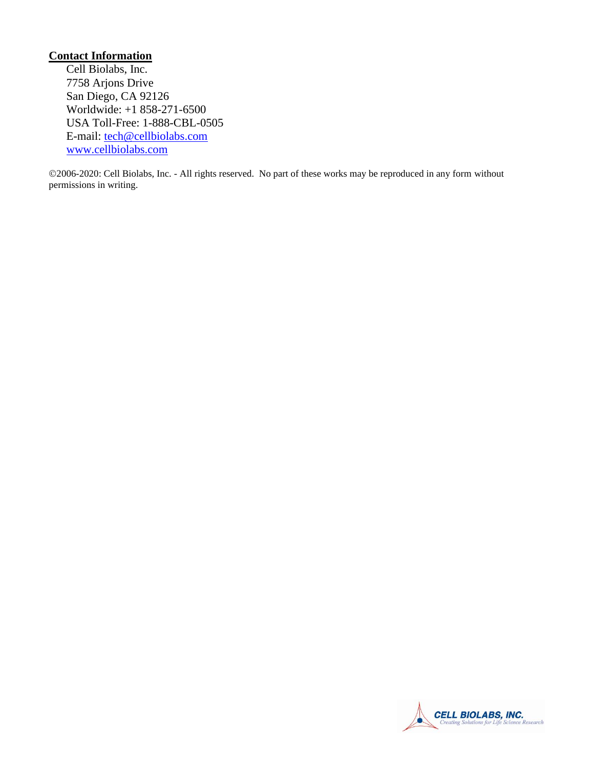**Contact Information**

Cell Biolabs, Inc.
7758 Arjons Drive
San Diego, CA 92126
Worldwide: +1 858-271-6500
USA Toll-Free: 1-888-CBL-0505
E-mail: tech@cellbiolabs.com
www.cellbiolabs.com

©2006-2020: Cell Biolabs, Inc. - All rights reserved. No part of these works may be reproduced in any form without permissions in writing.